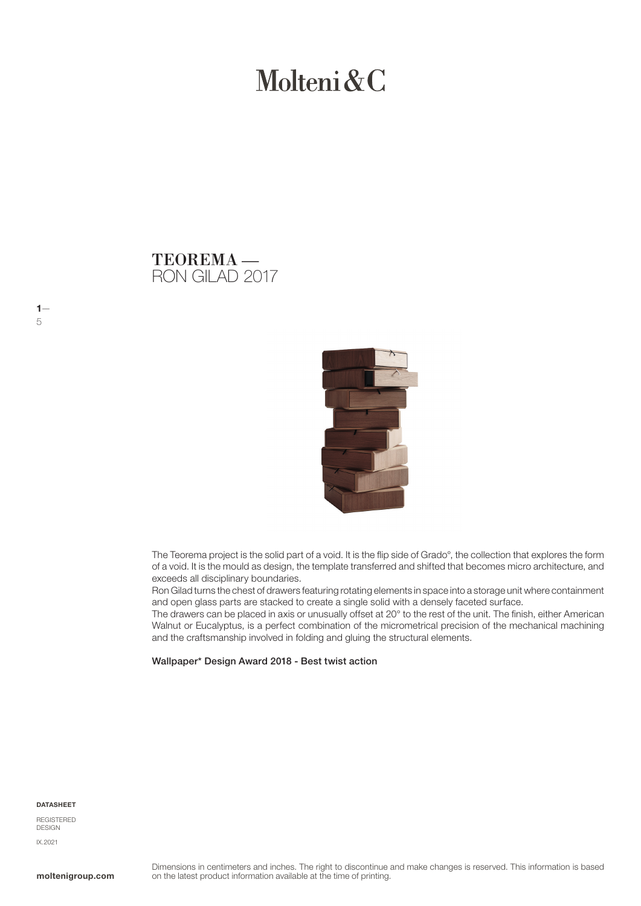# Molteni&C

## TEOREMA —
RON GILAD 2017

The Teorema project is the solid part of a void. It is the flip side of Grado°, the collection that explores the form of a void. It is the mould as design, the template transferred and shifted that becomes micro architecture, and exceeds all disciplinary boundaries.
Ron Gilad turns the chest of drawers featuring rotating elements in space into a storage unit where containment and open glass parts are stacked to create a single solid with a densely faceted surface.
The drawers can be placed in axis or unusually offset at 20° to the rest of the unit. The finish, either American Walnut or Eucalyptus, is a perfect combination of the micrometrical precision of the mechanical machining and the craftsmanship involved in folding and gluing the structural elements.

Wallpaper* Design Award 2018 - Best twist action

**DATASHEET**

REGISTERED DESIGN

IX.2021

**moltenigroup.com**

Dimensions in centimeters and inches. The right to discontinue and make changes is reserved. This information is based on the latest product information available at the time of printing.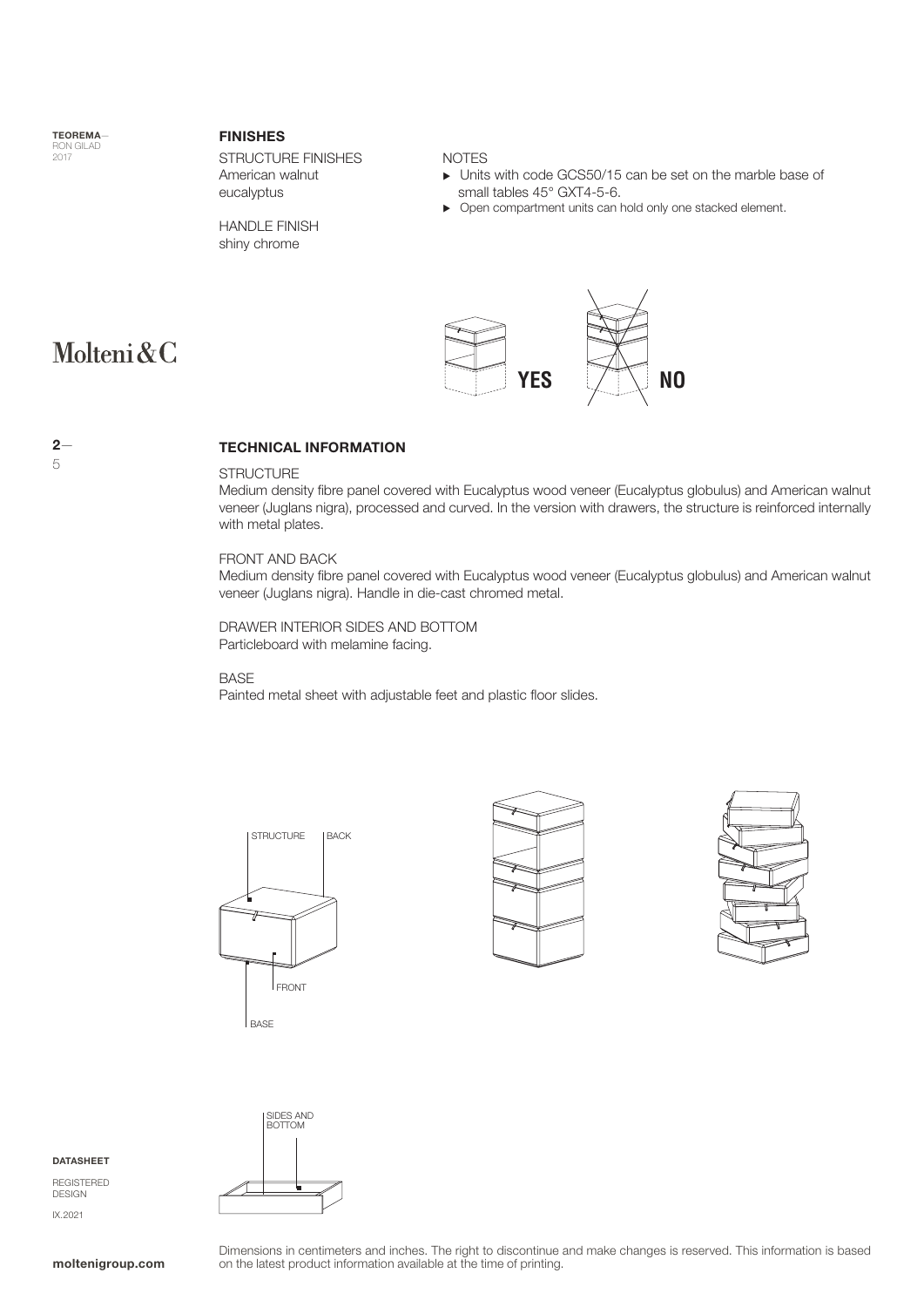## FINISHES

STRUCTURE FINISHES
American walnut
eucalyptus

HANDLE FINISH
shiny chrome

NOTES

- Units with code GCS50/15 can be set on the marble base of small tables 45° GXT4-5-6.
- Open compartment units can hold only one stacked element.

YES NO

## TECHNICAL INFORMATION

STRUCTURE
Medium density fibre panel covered with Eucalyptus wood veneer (Eucalyptus globulus) and American walnut veneer (Juglans nigra), processed and curved. In the version with drawers, the structure is reinforced internally with metal plates.

FRONT AND BACK
Medium density fibre panel covered with Eucalyptus wood veneer (Eucalyptus globulus) and American walnut veneer (Juglans nigra). Handle in die-cast chromed metal.

DRAWER INTERIOR SIDES AND BOTTOM
Particleboard with melamine facing.

BASE
Painted metal sheet with adjustable feet and plastic floor slides.

STRUCTURE BACK FRONT BASE

SIDES AND BOTTOM

Dimensions in centimeters and inches. The right to discontinue and make changes is reserved. This information is based on the latest product information available at the time of printing.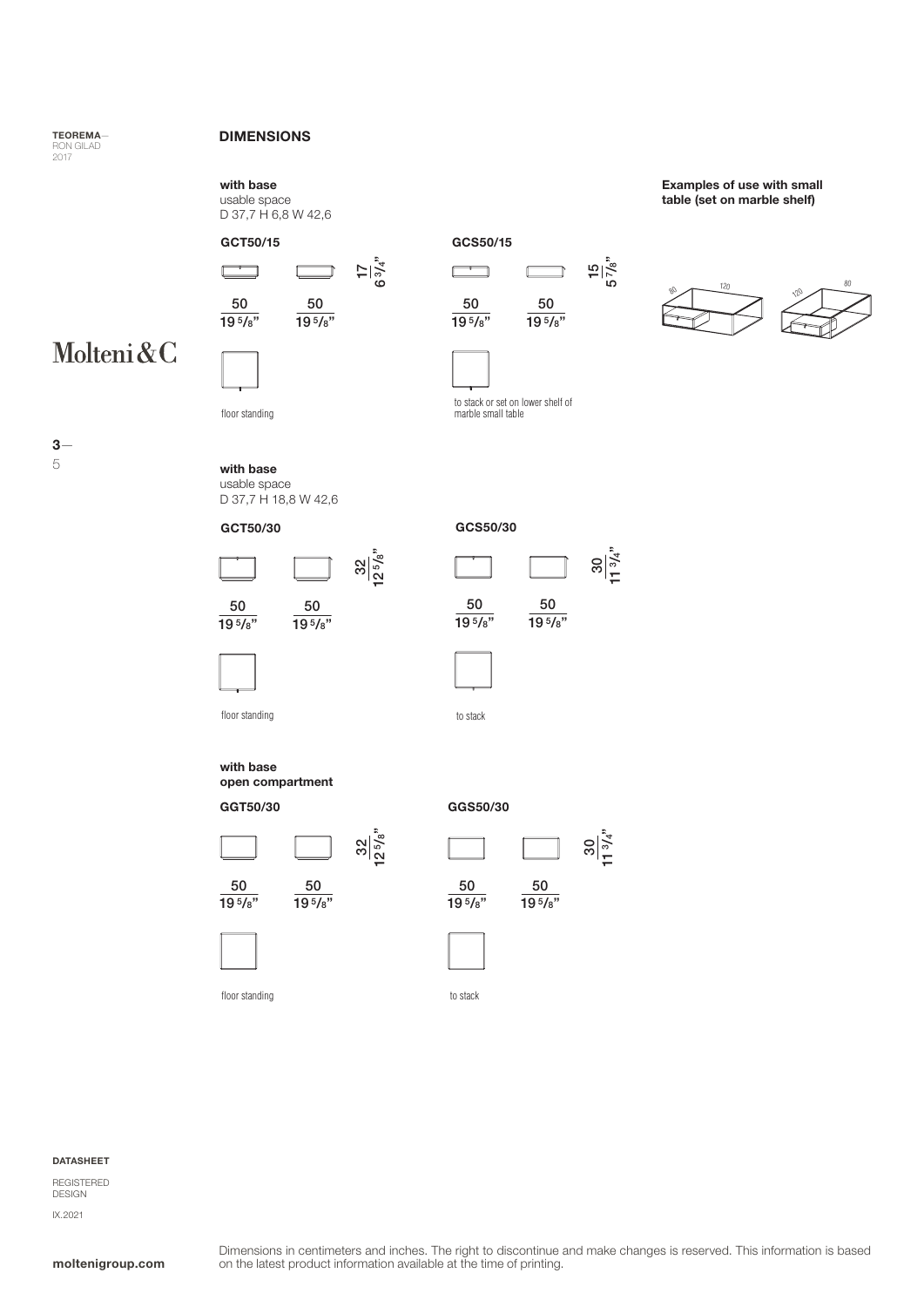## DIMENSIONS

**with base**
usable space
D 37,7 H 6,8 W 42,6

**GCT50/15**

50 / 19 5/8"  50 / 19 5/8"  17 / 6 3/4"

floor standing

**GCS50/15**

50 / 19 5/8"  50 / 19 5/8"  15 / 5 7/8"

to stack or set on lower shelf of marble small table

**Examples of use with small table (set on marble shelf)**

80 120  120 80

**with base**
usable space
D 37,7 H 18,8 W 42,6

**GCT50/30**

50 / 19 5/8"  50 / 19 5/8"  32 / 12 5/8"

floor standing

**GCS50/30**

50 / 19 5/8"  50 / 19 5/8"  30 / 11 3/4"

to stack

**with base**
**open compartment**

**GGT50/30**

50 / 19 5/8"  50 / 19 5/8"  32 / 12 5/8"

floor standing

**GGS50/30**

50 / 19 5/8"  50 / 19 5/8"  30 / 11 3/4"

to stack

Dimensions in centimeters and inches. The right to discontinue and make changes is reserved. This information is based on the latest product information available at the time of printing.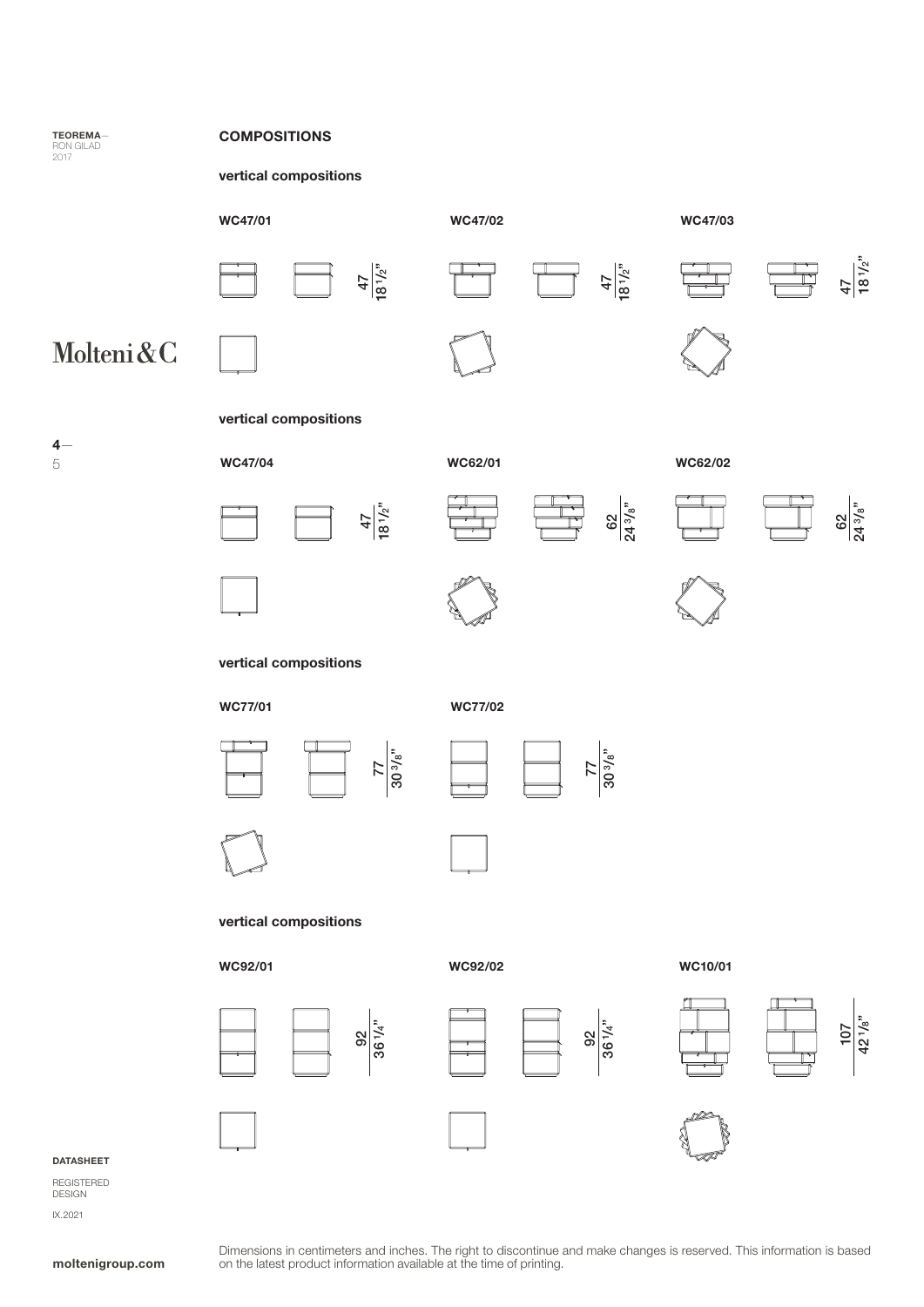TEOREMA—
RON GILAD
2017

## COMPOSITIONS

### vertical compositions

**WC47/01**

47
18 1/2"

**WC47/02**

47
18 1/2"

**WC47/03**

47
18 1/2"

### vertical compositions

**WC47/04**

47
18 1/2"

**WC62/01**

62
24 3/8"

**WC62/02**

62
24 3/8"

### vertical compositions

**WC77/01**

77
30 3/8"

**WC77/02**

77
30 3/8"

### vertical compositions

**WC92/01**

92
36 1/4"

**WC92/02**

92
36 1/4"

**WC10/01**

107
42 1/8"

**DATASHEET**

REGISTERED DESIGN

IX.2021

Dimensions in centimeters and inches. The right to discontinue and make changes is reserved. This information is based on the latest product information available at the time of printing.

**moltenigroup.com**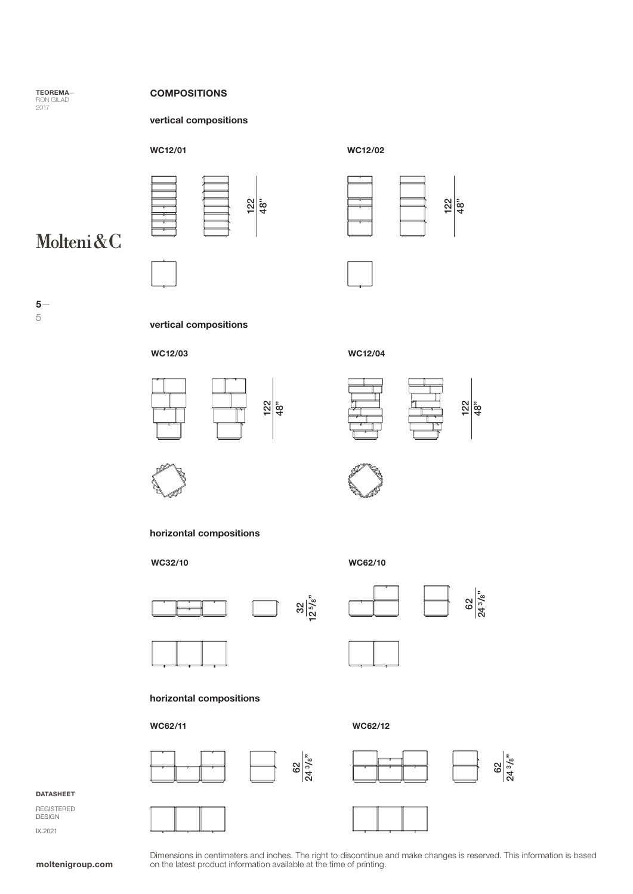## COMPOSITIONS

### vertical compositions

**WC12/01**

122
48"

**WC12/02**

122
48"

### vertical compositions

**WC12/03**

122
48"

**WC12/04**

122
48"

### horizontal compositions

**WC32/10**

32
12 5/8"

**WC62/10**

62
24 3/8"

### horizontal compositions

**WC62/11**

62
24 3/8"

**WC62/12**

62
24 3/8"

Dimensions in centimeters and inches. The right to discontinue and make changes is reserved. This information is based on the latest product information available at the time of printing.